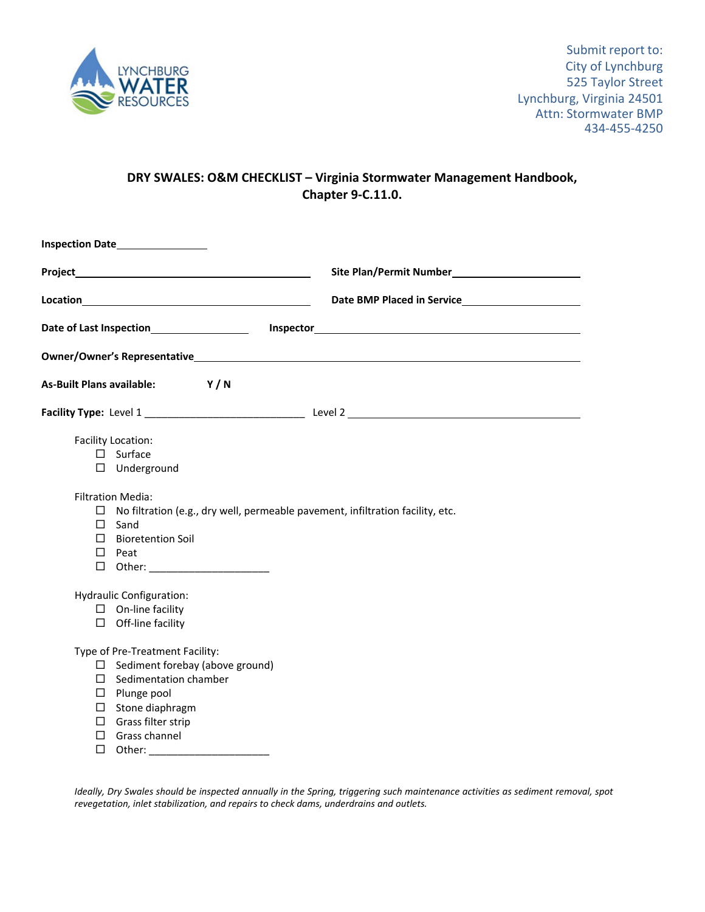LYNCHBURG WATER RESOURCES

Submit report to:
City of Lynchburg
525 Taylor Street
Lynchburg, Virginia 24501
Attn: Stormwater BMP
434-455-4250

## DRY SWALES: O&M CHECKLIST – Virginia Stormwater Management Handbook, Chapter 9-C.11.0.

**Inspection Date**\_\_\_\_\_\_\_\_\_\_\_\_\_\_\_\_

**Project**\_\_\_\_\_\_\_\_\_\_\_\_\_\_\_\_\_\_\_\_\_\_\_\_\_\_\_\_\_\_\_\_\_\_\_\_\_\_\_\_ **Site Plan/Permit Number**\_\_\_\_\_\_\_\_\_\_\_\_\_\_\_\_\_\_\_\_\_\_

**Location**\_\_\_\_\_\_\_\_\_\_\_\_\_\_\_\_\_\_\_\_\_\_\_\_\_\_\_\_\_\_\_\_\_\_\_\_\_\_\_\_ **Date BMP Placed in Service**\_\_\_\_\_\_\_\_\_\_\_\_\_\_\_\_\_\_\_\_\_\_

**Date of Last Inspection**\_\_\_\_\_\_\_\_\_\_\_\_\_\_\_\_ **Inspector**\_\_\_\_\_\_\_\_\_\_\_\_\_\_\_\_\_\_\_\_\_\_\_\_\_\_\_\_\_\_\_\_\_\_\_\_\_\_\_\_

**Owner/Owner's Representative**\_\_\_\_\_\_\_\_\_\_\_\_\_\_\_\_\_\_\_\_\_\_\_\_\_\_\_\_\_\_\_\_\_\_\_\_\_\_\_\_\_\_\_\_\_\_\_\_\_\_\_\_\_\_\_\_

**As-Built Plans available:** **Y / N**

**Facility Type:** Level 1 \_\_\_\_\_\_\_\_\_\_\_\_\_\_\_\_\_\_\_\_\_\_\_\_\_\_\_\_ Level 2 \_\_\_\_\_\_\_\_\_\_\_\_\_\_\_\_\_\_\_\_\_\_\_\_\_\_\_\_\_\_\_\_\_\_\_\_\_\_\_\_

Facility Location:
- ☐ Surface
- ☐ Underground

Filtration Media:
- ☐ No filtration (e.g., dry well, permeable pavement, infiltration facility, etc.
- ☐ Sand
- ☐ Bioretention Soil
- ☐ Peat
- ☐ Other: \_\_\_\_\_\_\_\_\_\_\_\_\_\_\_\_\_\_\_\_\_

Hydraulic Configuration:
- ☐ On-line facility
- ☐ Off-line facility

Type of Pre-Treatment Facility:
- ☐ Sediment forebay (above ground)
- ☐ Sedimentation chamber
- ☐ Plunge pool
- ☐ Stone diaphragm
- ☐ Grass filter strip
- ☐ Grass channel
- ☐ Other: \_\_\_\_\_\_\_\_\_\_\_\_\_\_\_\_\_\_\_\_\_

*Ideally, Dry Swales should be inspected annually in the Spring, triggering such maintenance activities as sediment removal, spot revegetation, inlet stabilization, and repairs to check dams, underdrains and outlets.*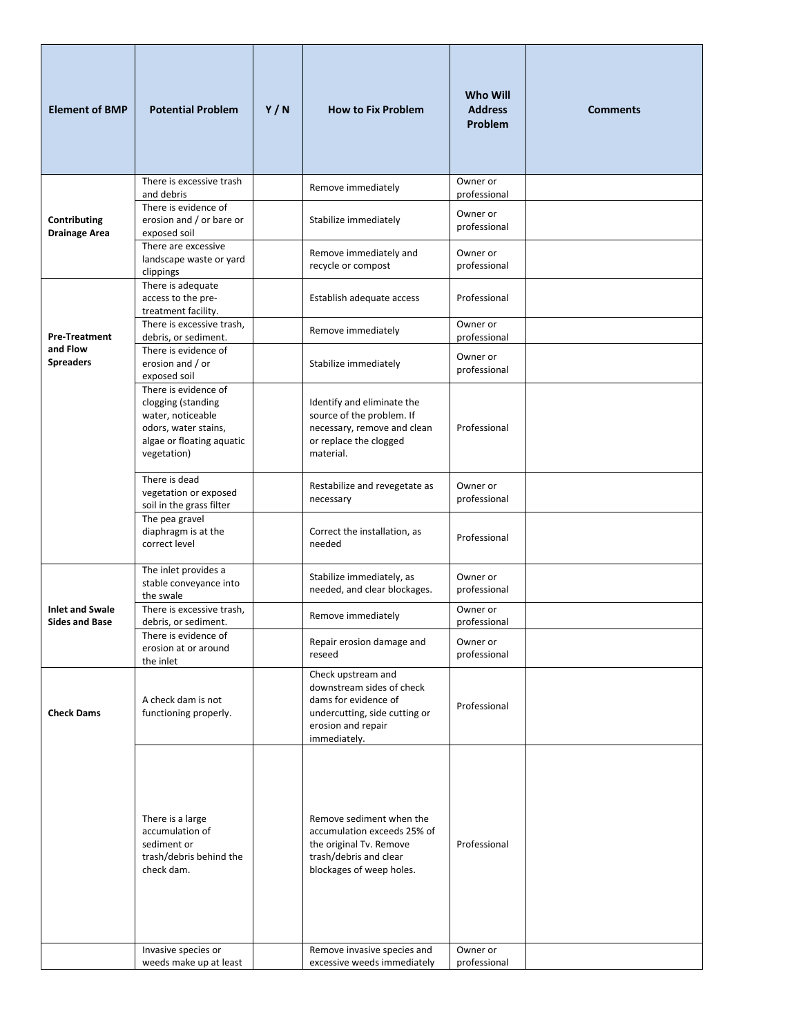| Element of BMP | Potential Problem | Y / N | How to Fix Problem | Who Will Address Problem | Comments |
|---|---|---|---|---|---|
| **Contributing Drainage Area** | There is excessive trash and debris | | Remove immediately | Owner or professional | |
| | There is evidence of erosion and / or bare or exposed soil | | Stabilize immediately | Owner or professional | |
| | There are excessive landscape waste or yard clippings | | Remove immediately and recycle or compost | Owner or professional | |
| **Pre-Treatment and Flow Spreaders** | There is adequate access to the pre-treatment facility. | | Establish adequate access | Professional | |
| | There is excessive trash, debris, or sediment. | | Remove immediately | Owner or professional | |
| | There is evidence of erosion and / or exposed soil | | Stabilize immediately | Owner or professional | |
| | There is evidence of clogging (standing water, noticeable odors, water stains, algae or floating aquatic vegetation) | | Identify and eliminate the source of the problem. If necessary, remove and clean or replace the clogged material. | Professional | |
| | There is dead vegetation or exposed soil in the grass filter | | Restabilize and revegetate as necessary | Owner or professional | |
| | The pea gravel diaphragm is at the correct level | | Correct the installation, as needed | Professional | |
| **Inlet and Swale Sides and Base** | The inlet provides a stable conveyance into the swale | | Stabilize immediately, as needed, and clear blockages. | Owner or professional | |
| | There is excessive trash, debris, or sediment. | | Remove immediately | Owner or professional | |
| | There is evidence of erosion at or around the inlet | | Repair erosion damage and reseed | Owner or professional | |
| **Check Dams** | A check dam is not functioning properly. | | Check upstream and downstream sides of check dams for evidence of undercutting, side cutting or erosion and repair immediately. | Professional | |
| | There is a large accumulation of sediment or trash/debris behind the check dam. | | Remove sediment when the accumulation exceeds 25% of the original Tv. Remove trash/debris and clear blockages of weep holes. | Professional | |
| | Invasive species or weeds make up at least | | Remove invasive species and excessive weeds immediately | Owner or professional | |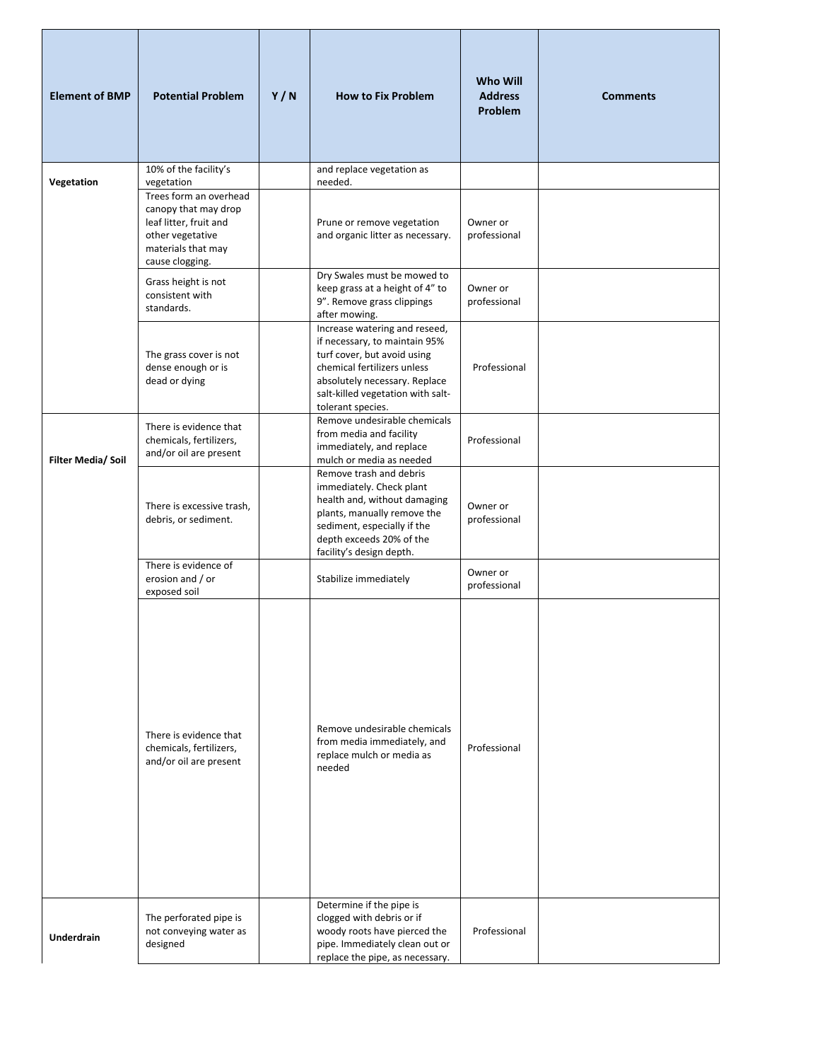| Element of BMP | Potential Problem | Y / N | How to Fix Problem | Who Will Address Problem | Comments |
|---|---|---|---|---|---|
| Vegetation | 10% of the facility's vegetation | | and replace vegetation as needed. | | |
| | Trees form an overhead canopy that may drop leaf litter, fruit and other vegetative materials that may cause clogging. | | Prune or remove vegetation and organic litter as necessary. | Owner or professional | |
| | Grass height is not consistent with standards. | | Dry Swales must be mowed to keep grass at a height of 4" to 9". Remove grass clippings after mowing. | Owner or professional | |
| | The grass cover is not dense enough or is dead or dying | | Increase watering and reseed, if necessary, to maintain 95% turf cover, but avoid using chemical fertilizers unless absolutely necessary. Replace salt-killed vegetation with salt-tolerant species. | Professional | |
| Filter Media/ Soil | There is evidence that chemicals, fertilizers, and/or oil are present | | Remove undesirable chemicals from media and facility immediately, and replace mulch or media as needed | Professional | |
| | There is excessive trash, debris, or sediment. | | Remove trash and debris immediately. Check plant health and, without damaging plants, manually remove the sediment, especially if the depth exceeds 20% of the facility's design depth. | Owner or professional | |
| | There is evidence of erosion and / or exposed soil | | Stabilize immediately | Owner or professional | |
| | There is evidence that chemicals, fertilizers, and/or oil are present | | Remove undesirable chemicals from media immediately, and replace mulch or media as needed | Professional | |
| Underdrain | The perforated pipe is not conveying water as designed | | Determine if the pipe is clogged with debris or if woody roots have pierced the pipe. Immediately clean out or replace the pipe, as necessary. | Professional | |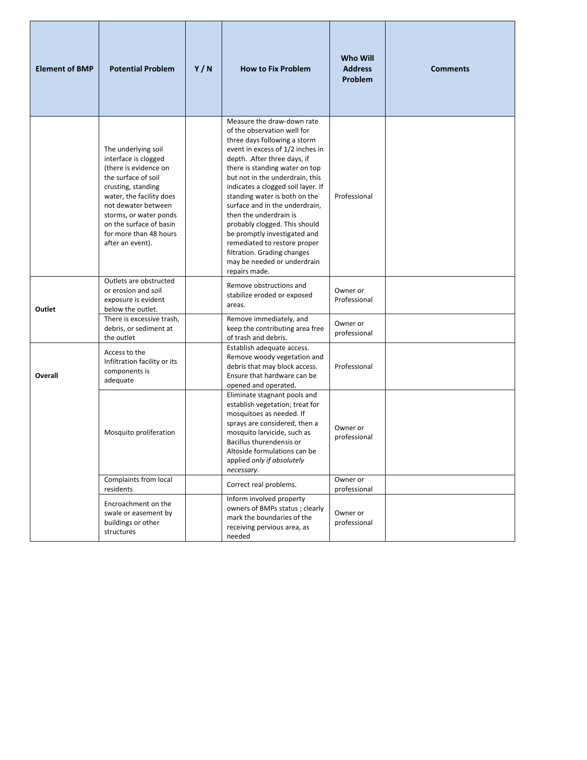| Element of BMP | Potential Problem | Y / N | How to Fix Problem | Who Will Address Problem | Comments |
|---|---|---|---|---|---|
| | The underlying soil interface is clogged (there is evidence on the surface of soil crusting, standing water, the facility does not dewater between storms, or water ponds on the surface of basin for more than 48 hours after an event). | | Measure the draw-down rate of the observation well for three days following a storm event in excess of 1/2 inches in depth. .After three days, if there is standing water on top but not in the underdrain, this indicates a clogged soil layer. If standing water is both on the surface and in the underdrain, then the underdrain is probably clogged. This should be promptly investigated and remediated to restore proper filtration. Grading changes may be needed or underdrain repairs made. | Professional | |
| **Outlet** | Outlets are obstructed or erosion and soil exposure is evident below the outlet. | | Remove obstructions and stabilize eroded or exposed areas. | Owner or Professional | |
| | There is excessive trash, debris, or sediment at the outlet | | Remove immediately, and keep the contributing area free of trash and debris. | Owner or professional | |
| **Overall** | Access to the Infiltration facility or its components is adequate | | Establish adequate access. Remove woody vegetation and debris that may block access. Ensure that hardware can be opened and operated. | Professional | |
| | Mosquito proliferation | | Eliminate stagnant pools and establish vegetation; treat for mosquitoes as needed. If sprays are considered, then a mosquito larvicide, such as Bacillus thurendensis or Altoside formulations can be applied *only if absolutely necessary*. | Owner or professional | |
| | Complaints from local residents | | Correct real problems. | Owner or professional | |
| | Encroachment on the swale or easement by buildings or other structures | | Inform involved property owners of BMPs status ; clearly mark the boundaries of the receiving pervious area, as needed | Owner or professional | |